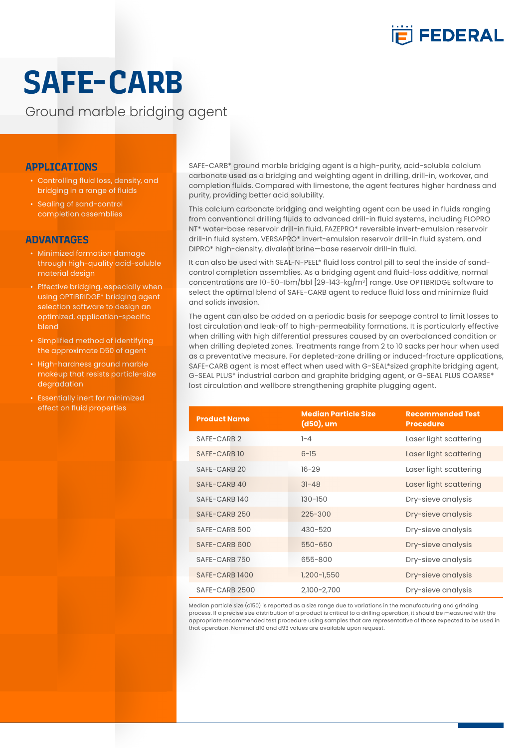# SAFE-CARB

Ground marble bridging agent

## APPLICATIONS

- Controlling fluid loss, density, and bridging in a range of fluids
- Sealing of sand-control completion assemblies

## ADVANTAGES

- Minimized formation damage through high-quality acid-soluble material design
- Effective bridging, especially when using OPTIBRIDGE* bridging agent selection software to design an optimized, application-specific blend
- Simplified method of identifying the approximate D50 of agent
- High-hardness ground marble makeup that resists particle-size degradation
- Essentially inert for minimized effect on fluid properties

SAFE-CARB* ground marble bridging agent is a high-purity, acid-soluble calcium carbonate used as a bridging and weighting agent in drilling, drill-in, workover, and completion fluids. Compared with limestone, the agent features higher hardness and purity, providing better acid solubility.

This calcium carbonate bridging and weighting agent can be used in fluids ranging from conventional drilling fluids to advanced drill-in fluid systems, including FLOPRO NT* water-base reservoir drill-in fluid, FAZEPRO* reversible invert-emulsion reservoir drill-in fluid system, VERSAPRO* invert-emulsion reservoir drill-in fluid system, and DIPRO* high-density, divalent brine—base reservoir drill-in fluid.

It can also be used with SEAL-N-PEEL* fluid loss control pill to seal the inside of sand-control completion assemblies. As a bridging agent and fluid-loss additive, normal concentrations are 10-50-lbm/bbl [29-143-kg/m$^3$] range. Use OPTIBRIDGE software to select the optimal blend of SAFE-CARB agent to reduce fluid loss and minimize fluid and solids invasion.

The agent can also be added on a periodic basis for seepage control to limit losses to lost circulation and leak-off to high-permeability formations. It is particularly effective when drilling with high differential pressures caused by an overbalanced condition or when drilling depleted zones. Treatments range from 2 to 10 sacks per hour when used as a preventative measure. For depleted-zone drilling or induced-fracture applications, SAFE-CARB agent is most effect when used with G-SEAL*sized graphite bridging agent, G-SEAL PLUS* industrial carbon and graphite bridging agent, or G-SEAL PLUS COARSE* lost circulation and wellbore strengthening graphite plugging agent.

| Product Name | Median Particle Size (d50), um | Recommended Test Procedure |
|---|---|---|
| SAFE-CARB 2 | 1-4 | Laser light scattering |
| SAFE-CARB 10 | 6-15 | Laser light scattering |
| SAFE-CARB 20 | 16-29 | Laser light scattering |
| SAFE-CARB 40 | 31-48 | Laser light scattering |
| SAFE-CARB 140 | 130-150 | Dry-sieve analysis |
| SAFE-CARB 250 | 225-300 | Dry-sieve analysis |
| SAFE-CARB 500 | 430-520 | Dry-sieve analysis |
| SAFE-CARB 600 | 550-650 | Dry-sieve analysis |
| SAFE-CARB 750 | 655-800 | Dry-sieve analysis |
| SAFE-CARB 1400 | 1,200-1,550 | Dry-sieve analysis |
| SAFE-CARB 2500 | 2,100-2,700 | Dry-sieve analysis |

Median particle size (c150) is reported as a size range due to variations in the manufacturing and grinding process. If a precise size distribution of a product is critical to a drilling operation, it should be measured with the appropriate recommended test procedure using samples that are representative of those expected to be used in that operation. Nominal d10 and d93 values are available upon request.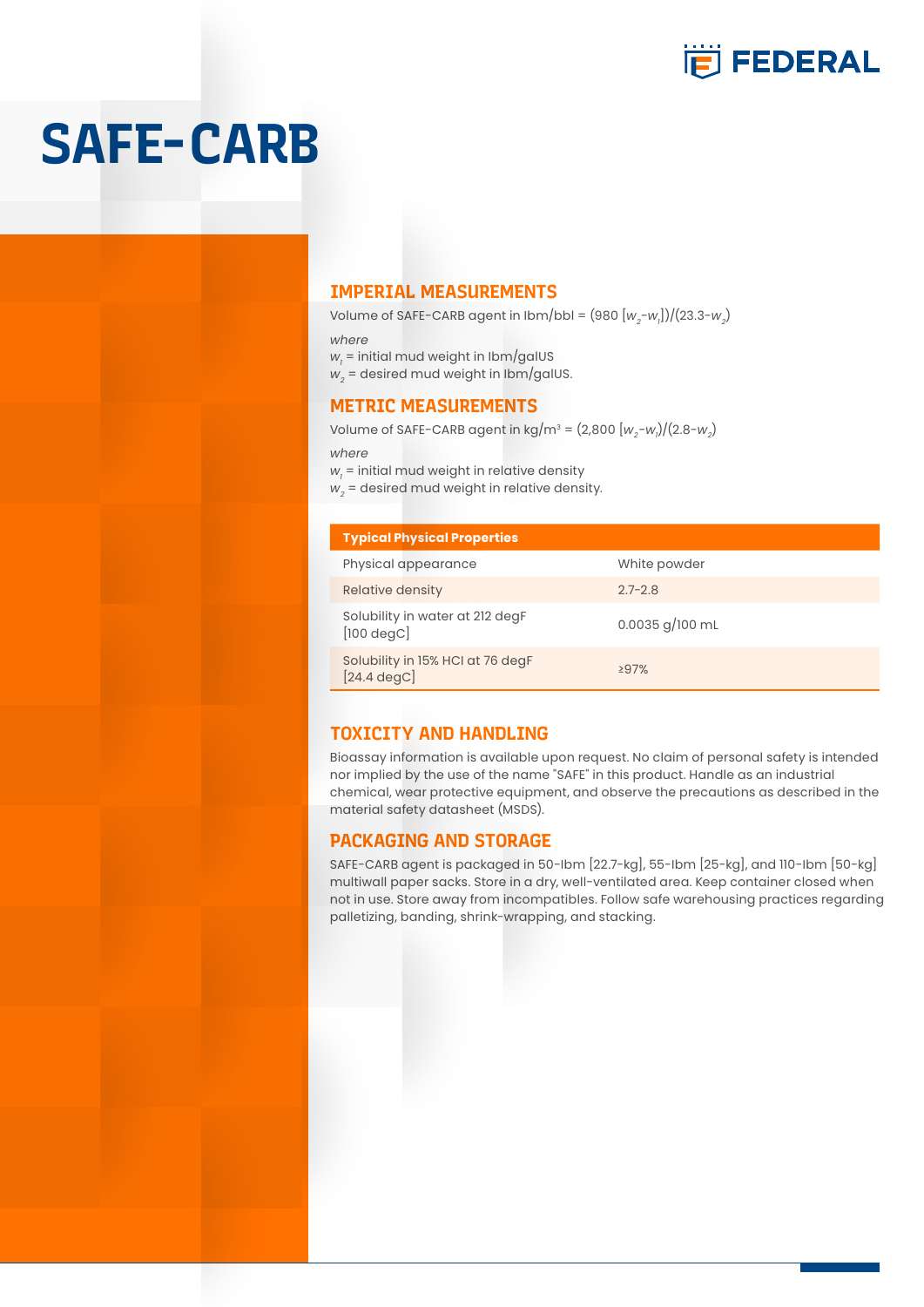# SAFE-CARB

## IMPERIAL MEASUREMENTS

Volume of SAFE-CARB agent in lbm/bbl = (980 [$w_2$-$w_1$])/(23.3-$w_2$)

*where*

$w_1$ = initial mud weight in lbm/galUS

$w_2$ = desired mud weight in lbm/galUS.

## METRIC MEASUREMENTS

Volume of SAFE-CARB agent in kg/m³ = (2,800 [$w_2$-$w_1$)/(2.8-$w_2$)

*where*

$w_1$ = initial mud weight in relative density

$w_2$ = desired mud weight in relative density.

| Typical Physical Properties | |
|---|---|
| Physical appearance | White powder |
| Relative density | 2.7-2.8 |
| Solubility in water at 212 degF [100 degC] | 0.0035 g/100 mL |
| Solubility in 15% HCl at 76 degF [24.4 degC] | ≥97% |

## TOXICITY AND HANDLING

Bioassay information is available upon request. No claim of personal safety is intended nor implied by the use of the name "SAFE" in this product. Handle as an industrial chemical, wear protective equipment, and observe the precautions as described in the material safety datasheet (MSDS).

## PACKAGING AND STORAGE

SAFE-CARB agent is packaged in 50-lbm [22.7-kg], 55-lbm [25-kg], and 110-lbm [50-kg] multiwall paper sacks. Store in a dry, well-ventilated area. Keep container closed when not in use. Store away from incompatibles. Follow safe warehousing practices regarding palletizing, banding, shrink-wrapping, and stacking.